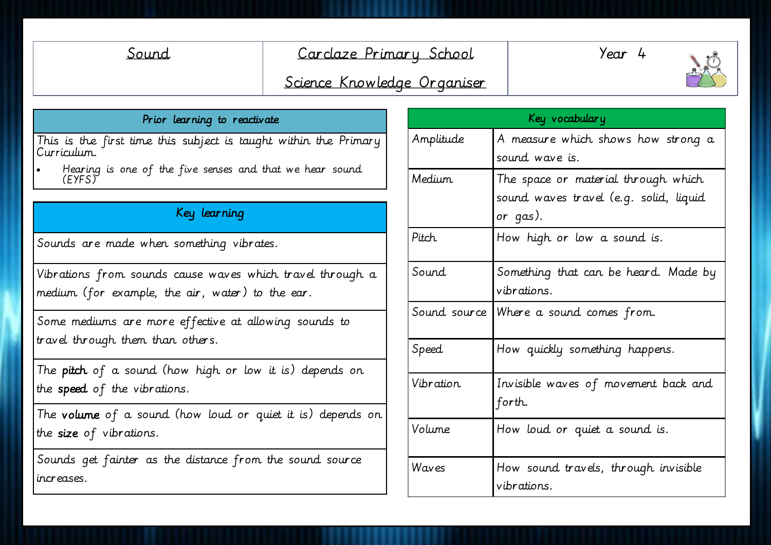| Sound | Carclaze Primary School<br>Science Knowledge Organiser | Year 4 |
|---|---|---|

## Prior learning to reactivate

This is the first time this subject is taught within the Primary Curriculum.

- Hearing is one of the five senses and that we hear sound (EYFS)

## Key learning

| Key learning |
|---|
| Sounds are made when something vibrates. |
| Vibrations from sounds cause waves which travel through a medium (for example, the air, water) to the ear. |
| Some mediums are more effective at allowing sounds to travel through them than others. |
| The **pitch** of a sound (how high or low it is) depends on the **speed** of the vibrations. |
| The **volume** of a sound (how loud or quiet it is) depends on the **size** of vibrations. |
| Sounds get fainter as the distance from the sound source increases. |

## Key vocabulary

| Term | Definition |
|---|---|
| Amplitude | A measure which shows how strong a sound wave is. |
| Medium | The space or material through which sound waves travel (e.g. solid, liquid or gas). |
| Pitch | How high or low a sound is. |
| Sound | Something that can be heard. Made by vibrations. |
| Sound source | Where a sound comes from. |
| Speed | How quickly something happens. |
| Vibration | Invisible waves of movement back and forth. |
| Volume | How loud or quiet a sound is. |
| Waves | How sound travels, through invisible vibrations. |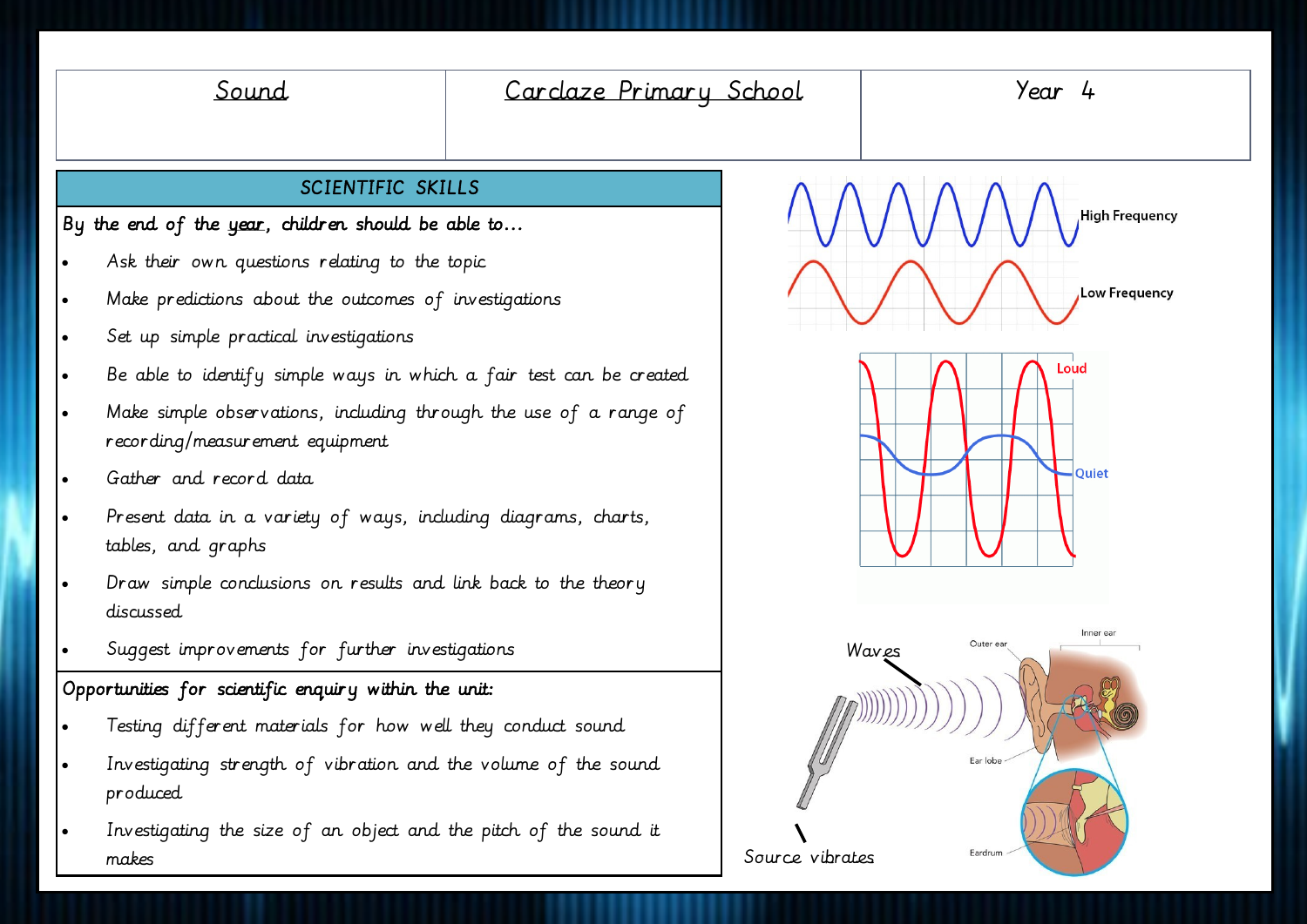| Sound | Carclaze Primary School | Year 4 |
|---|---|---|

## SCIENTIFIC SKILLS

*By the end of the year, children should be able to…*

- Ask their own questions relating to the topic
- Make predictions about the outcomes of investigations
- Set up simple practical investigations
- Be able to identify simple ways in which a fair test can be created
- Make simple observations, including through the use of a range of recording/measurement equipment
- Gather and record data
- Present data in a variety of ways, including diagrams, charts, tables, and graphs
- Draw simple conclusions on results and link back to the theory discussed
- Suggest improvements for further investigations

*Opportunities for scientific enquiry within the unit:*

- Testing different materials for how well they conduct sound
- Investigating strength of vibration and the volume of the sound produced
- Investigating the size of an object and the pitch of the sound it makes

High Frequency

Low Frequency

Loud

Quiet

Waves

Outer ear

Inner ear

Ear lobe

Eardrum

Source vibrates